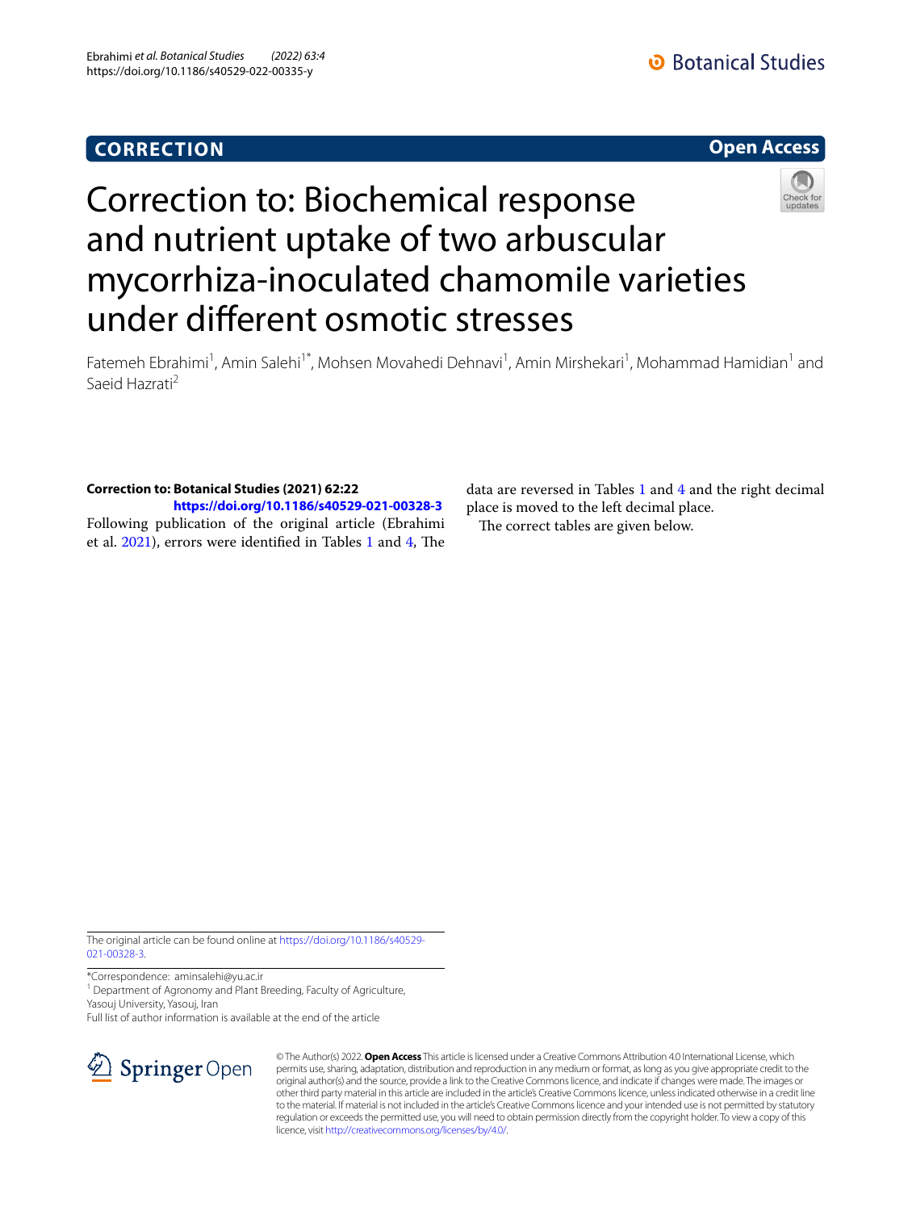**CORRECTION** **Open Access**

# Correction to: Biochemical response and nutrient uptake of two arbuscular mycorrhiza-inoculated chamomile varieties under different osmotic stresses

Fatemeh Ebrahimi[1], Amin Salehi[1*], Mohsen Movahedi Dehnavi[1], Amin Mirshekari[1], Mohammad Hamidian[1] and Saeid Hazrati[2]

**Correction to: Botanical Studies (2021) 62:22**
**https://doi.org/10.1186/s40529-021-00328-3**

Following publication of the original article (Ebrahimi et al. 2021), errors were identified in Tables 1 and 4, The data are reversed in Tables 1 and 4 and the right decimal place is moved to the left decimal place.

The correct tables are given below.

The original article can be found online at https://doi.org/10.1186/s40529-021-00328-3.

*Correspondence: aminsalehi@yu.ac.ir

[1] Department of Agronomy and Plant Breeding, Faculty of Agriculture, Yasouj University, Yasouj, Iran

Full list of author information is available at the end of the article

© The Author(s) 2022. **Open Access** This article is licensed under a Creative Commons Attribution 4.0 International License, which permits use, sharing, adaptation, distribution and reproduction in any medium or format, as long as you give appropriate credit to the original author(s) and the source, provide a link to the Creative Commons licence, and indicate if changes were made. The images or other third party material in this article are included in the article's Creative Commons licence, unless indicated otherwise in a credit line to the material. If material is not included in the article's Creative Commons licence and your intended use is not permitted by statutory regulation or exceeds the permitted use, you will need to obtain permission directly from the copyright holder. To view a copy of this licence, visit http://creativecommons.org/licenses/by/4.0/.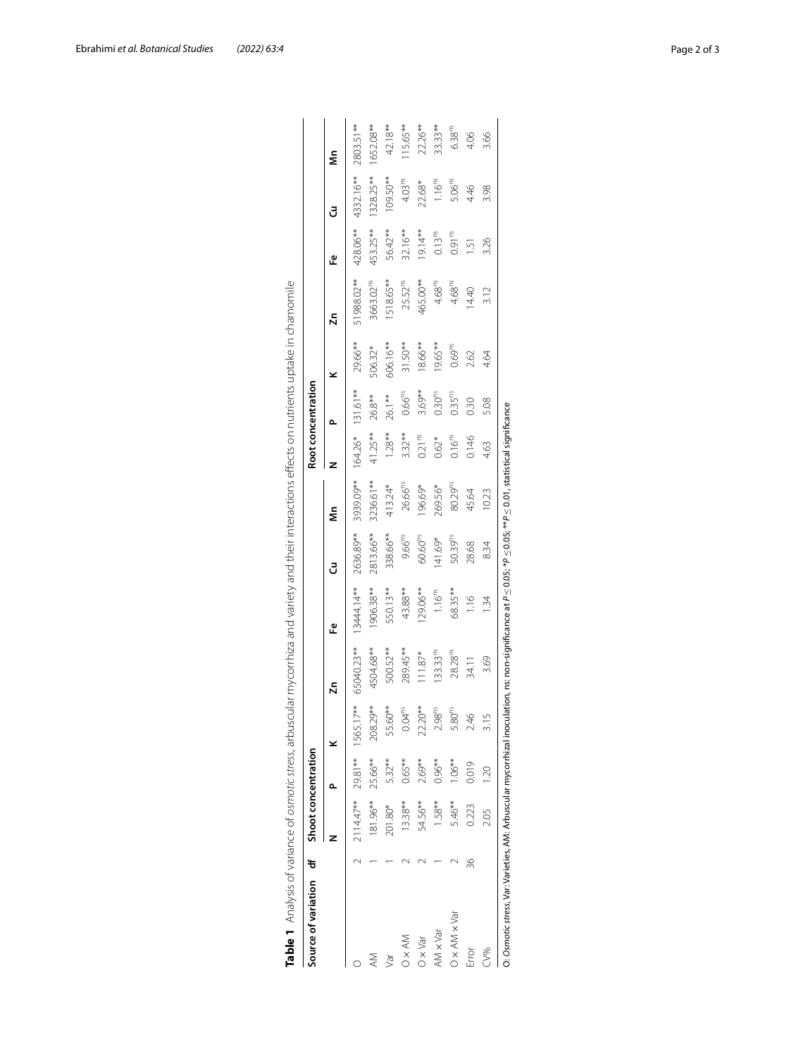**Table 1** Analysis of variance of *osmotic stress*, arbuscular mycorrhiza and variety and their interactions effects on nutrients uptake in chamomile

| Source of variation | df | Shoot concentration | | | | | | | Root concentration | | | | | | |
|---|---|---|---|---|---|---|---|---|---|---|---|---|---|---|---|
| | | N | P | K | Zn | Fe | Cu | Mn | N | P | K | Zn | Fe | Cu | Mn |
| O | 2 | 2114.47** | 29.81** | 1565.17** | 65040.23** | 13444.14** | 2636.89** | 3939.09** | 164.26* | 131.61** | 29.66** | 51988.02** | 428.06** | 4332.16** | 2803.51** |
| AM | 1 | 181.96** | 25.66** | 208.29** | 4504.68** | 1906.38** | 2813.66** | 3236.61** | 41.25** | 26.8** | 506.32* | 3663.02^ns | 453.25** | 1328.25** | 1652.08** |
| Var | 1 | 201.80* | 5.32** | 55.60** | 500.52** | 550.13** | 338.66** | 413.24* | 1.28** | 26.1** | 606.16** | 1518.65** | 56.42** | 109.50** | 42.18** |
| O × AM | 2 | 13.38** | 0.65** | 0.04^ns | 289.45** | 43.88** | 9.66^ns | 26.66^ns | 3.32** | 0.66^ns | 31.50** | 25.52^ns | 32.16** | 4.03^ns | 115.65** |
| O × Var | 2 | 54.56** | 2.69** | 22.20** | 111.87* | 129.06** | 60.60^ns | 196.69* | 0.21^ns | 3.69** | 18.66** | 465.00** | 19.14** | 22.68* | 22.26** |
| AM × Var | 1 | 1.58** | 0.96** | 2.98^ns | 133.33^ns | 1.16^ns | 141.69* | 269.56* | 0.62* | 0.30^ns | 19.65** | 4.68^ns | 0.13^ns | 1.16^ns | 33.33** |
| O × AM × Var | 2 | 5.46** | 1.06** | 5.80^ns | 28.28^ns | 68.35** | 50.39^ns | 80.29^ns | 0.16^ns | 0.35^ns | 0.69^ns | 4.68^ns | 0.91^ns | 5.06^ns | 6.38^ns |
| Error | 36 | 0.223 | 0.019 | 2.46 | 34.11 | 1.16 | 28.68 | 45.64 | 0.146 | 0.30 | 2.62 | 14.40 | 1.51 | 4.46 | 4.06 |
| CV% | | 2.05 | 1.20 | 3.15 | 3.69 | 1.34 | 8.34 | 10.23 | 4.63 | 5.08 | 4.64 | 3.12 | 3.26 | 3.98 | 3.66 |

O: *Osmotic stress*, Var: Varieties, AM: Arbuscular mycorrhizal inoculation, ns: non-significance at $P \leq 0.05$; *$P \leq 0.05$; **$P \leq 0.01$, statistical significance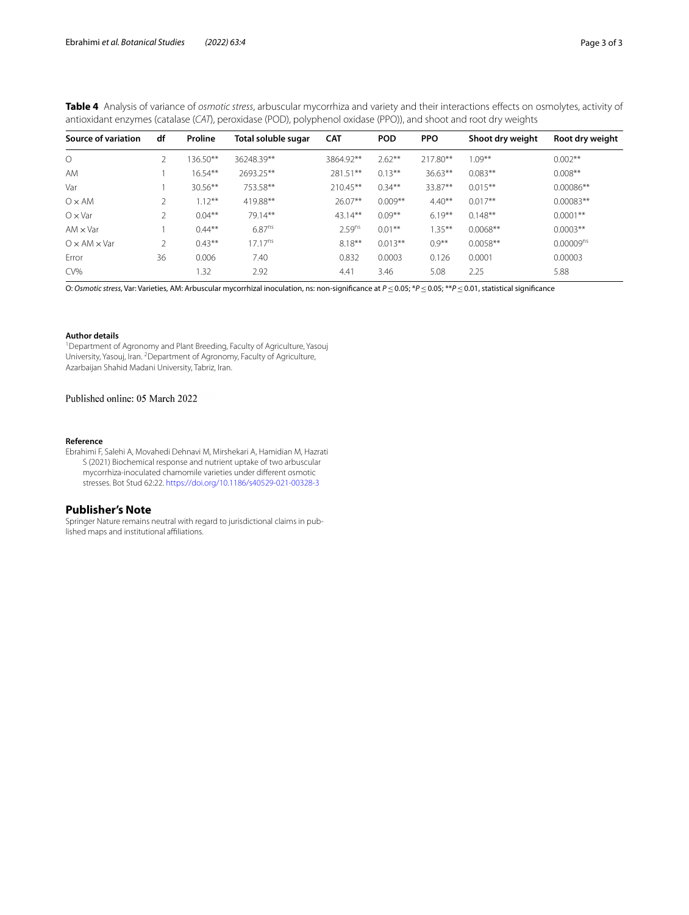**Table 4** Analysis of variance of *osmotic stress*, arbuscular mycorrhiza and variety and their interactions effects on osmolytes, activity of antioxidant enzymes (catalase (*CAT*), peroxidase (POD), polyphenol oxidase (PPO)), and shoot and root dry weights

| Source of variation | df | Proline | Total soluble sugar | CAT | POD | PPO | Shoot dry weight | Root dry weight |
|---|---|---|---|---|---|---|---|---|
| O | 2 | 136.50** | 36248.39** | 3864.92** | 2.62** | 217.80** | 1.09** | 0.002** |
| AM | 1 | 16.54** | 2693.25** | 281.51** | 0.13** | 36.63** | 0.083** | 0.008** |
| Var | 1 | 30.56** | 753.58** | 210.45** | 0.34** | 33.87** | 0.015** | 0.00086** |
| O × AM | 2 | 1.12** | 419.88** | 26.07** | 0.009** | 4.40** | 0.017** | 0.00083** |
| O × Var | 2 | 0.04** | 79.14** | 43.14** | 0.09** | 6.19** | 0.148** | 0.0001** |
| AM × Var | 1 | 0.44** | 6.87$^{ns}$ | 2.59$^{ns}$ | 0.01** | 1.35** | 0.0068** | 0.0003** |
| O × AM × Var | 2 | 0.43** | 17.17$^{ns}$ | 8.18** | 0.013** | 0.9** | 0.0058** | 0.00009$^{ns}$ |
| Error | 36 | 0.006 | 7.40 | 0.832 | 0.0003 | 0.126 | 0.0001 | 0.00003 |
| CV% | | 1.32 | 2.92 | 4.41 | 3.46 | 5.08 | 2.25 | 5.88 |

O: *Osmotic stress*, Var: Varieties, AM: Arbuscular mycorrhizal inoculation, ns: non-significance at $P \leq 0.05$; *$P \leq 0.05$; **$P \leq 0.01$, statistical significance

**Author details**

[1]Department of Agronomy and Plant Breeding, Faculty of Agriculture, Yasouj University, Yasouj, Iran. [2]Department of Agronomy, Faculty of Agriculture, Azarbaijan Shahid Madani University, Tabriz, Iran.

Published online: 05 March 2022

**Reference**

Ebrahimi F, Salehi A, Movahedi Dehnavi M, Mirshekari A, Hamidian M, Hazrati S (2021) Biochemical response and nutrient uptake of two arbuscular mycorrhiza-inoculated chamomile varieties under different osmotic stresses. Bot Stud 62:22. https://doi.org/10.1186/s40529-021-00328-3

## Publisher's Note

Springer Nature remains neutral with regard to jurisdictional claims in published maps and institutional affiliations.